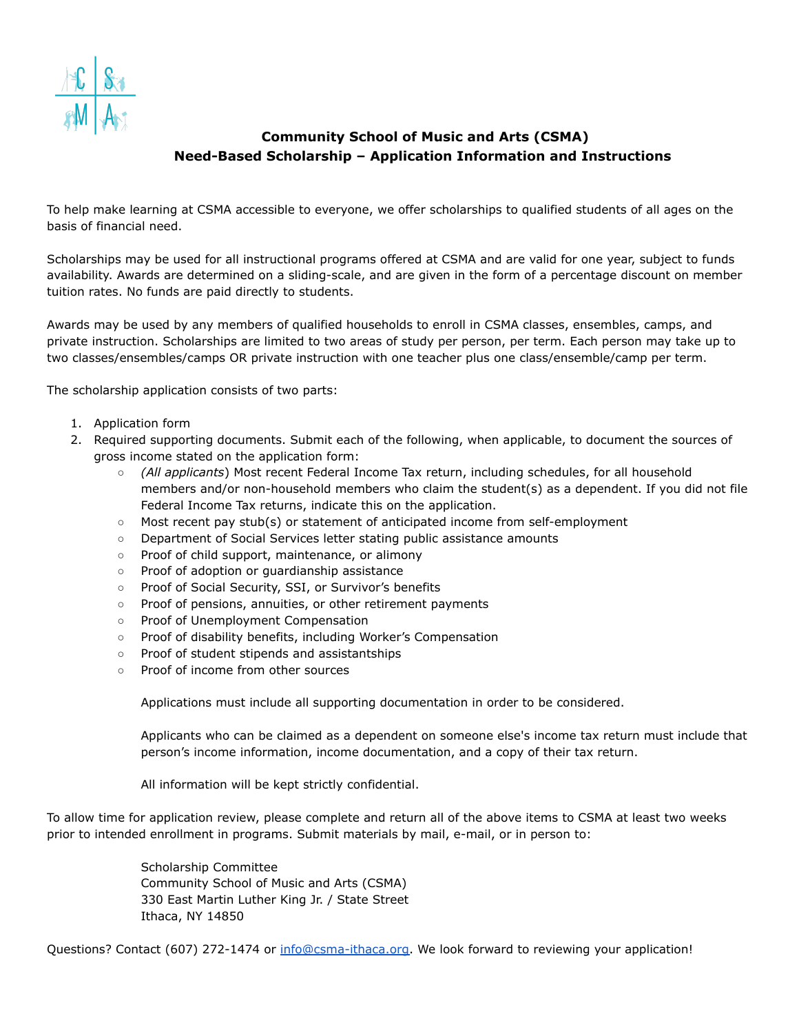# Community School of Music and Arts (CSMA)
## Need-Based Scholarship – Application Information and Instructions

To help make learning at CSMA accessible to everyone, we offer scholarships to qualified students of all ages on the basis of financial need.

Scholarships may be used for all instructional programs offered at CSMA and are valid for one year, subject to funds availability. Awards are determined on a sliding-scale, and are given in the form of a percentage discount on member tuition rates. No funds are paid directly to students.

Awards may be used by any members of qualified households to enroll in CSMA classes, ensembles, camps, and private instruction. Scholarships are limited to two areas of study per person, per term. Each person may take up to two classes/ensembles/camps OR private instruction with one teacher plus one class/ensemble/camp per term.

The scholarship application consists of two parts:

1. Application form
2. Required supporting documents. Submit each of the following, when applicable, to document the sources of gross income stated on the application form:
   - *(All applicants*) Most recent Federal Income Tax return, including schedules, for all household members and/or non-household members who claim the student(s) as a dependent. If you did not file Federal Income Tax returns, indicate this on the application.
   - Most recent pay stub(s) or statement of anticipated income from self-employment
   - Department of Social Services letter stating public assistance amounts
   - Proof of child support, maintenance, or alimony
   - Proof of adoption or guardianship assistance
   - Proof of Social Security, SSI, or Survivor's benefits
   - Proof of pensions, annuities, or other retirement payments
   - Proof of Unemployment Compensation
   - Proof of disability benefits, including Worker's Compensation
   - Proof of student stipends and assistantships
   - Proof of income from other sources

   Applications must include all supporting documentation in order to be considered.

   Applicants who can be claimed as a dependent on someone else's income tax return must include that person's income information, income documentation, and a copy of their tax return.

   All information will be kept strictly confidential.

To allow time for application review, please complete and return all of the above items to CSMA at least two weeks prior to intended enrollment in programs. Submit materials by mail, e-mail, or in person to:

> Scholarship Committee
> Community School of Music and Arts (CSMA)
> 330 East Martin Luther King Jr. / State Street
> Ithaca, NY 14850

Questions? Contact (607) 272-1474 or info@csma-ithaca.org. We look forward to reviewing your application!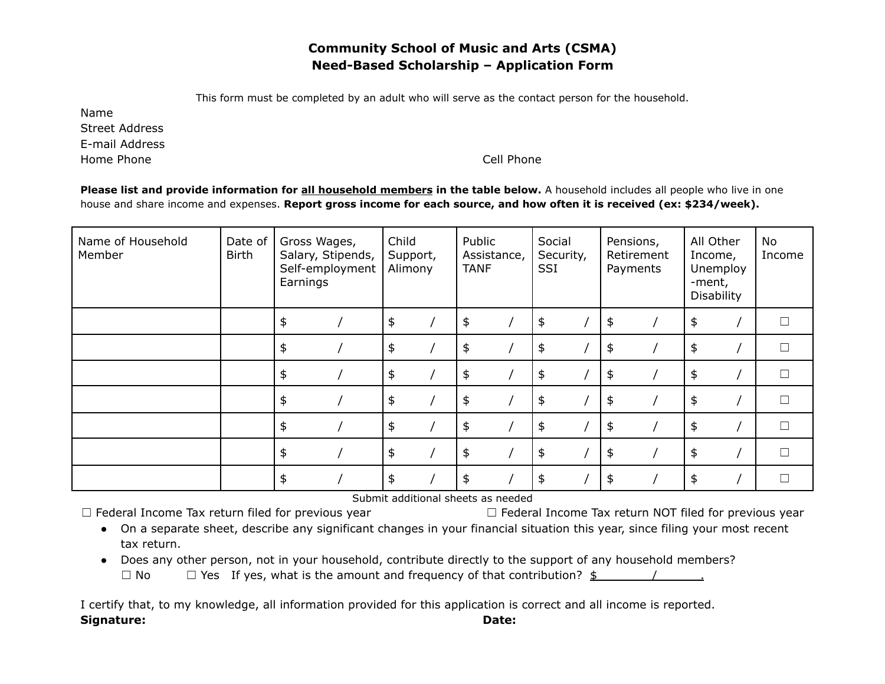## Community School of Music and Arts (CSMA)
## Need-Based Scholarship – Application Form

This form must be completed by an adult who will serve as the contact person for the household.

Name
Street Address
E-mail Address
Home Phone Cell Phone

**Please list and provide information for all household members in the table below.** A household includes all people who live in one house and share income and expenses. **Report gross income for each source, and how often it is received (ex: $234/week).**

| Name of Household Member | Date of Birth | Gross Wages, Salary, Stipends, Self-employment Earnings | Child Support, Alimony | Public Assistance, TANF | Social Security, SSI | Pensions, Retirement Payments | All Other Income, Unemploy-ment, Disability | No Income |
|---|---|---|---|---|---|---|---|---|
| | | $ / | $ / | $ / | $ / | $ / | $ / | ☐ |
| | | $ / | $ / | $ / | $ / | $ / | $ / | ☐ |
| | | $ / | $ / | $ / | $ / | $ / | $ / | ☐ |
| | | $ / | $ / | $ / | $ / | $ / | $ / | ☐ |
| | | $ / | $ / | $ / | $ / | $ / | $ / | ☐ |
| | | $ / | $ / | $ / | $ / | $ / | $ / | ☐ |
| | | $ / | $ / | $ / | $ / | $ / | $ / | ☐ |

Submit additional sheets as needed

☐ Federal Income Tax return filed for previous year ☐ Federal Income Tax return NOT filed for previous year

- On a separate sheet, describe any significant changes in your financial situation this year, since filing your most recent tax return.
- Does any other person, not in your household, contribute directly to the support of any household members?
  ☐ No ☐ Yes If yes, what is the amount and frequency of that contribution? $ / .

I certify that, to my knowledge, all information provided for this application is correct and all income is reported.

**Signature:** **Date:**